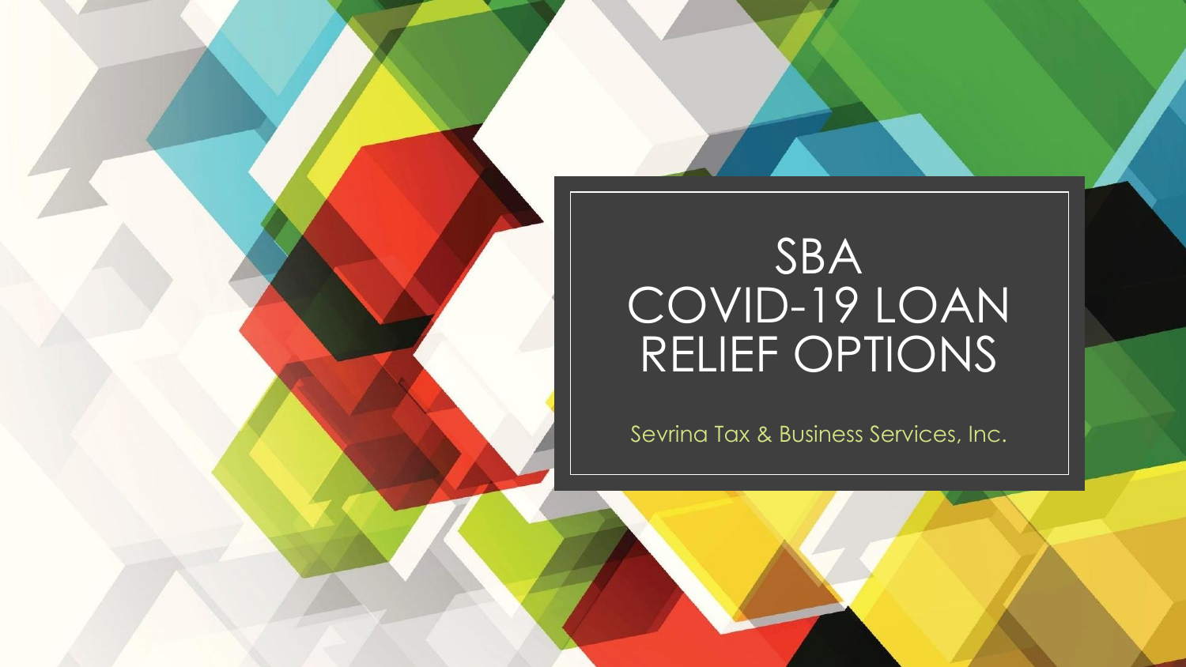# SBA COVID-19 LOAN RELIEF OPTIONS

Sevrina Tax & Business Services, Inc.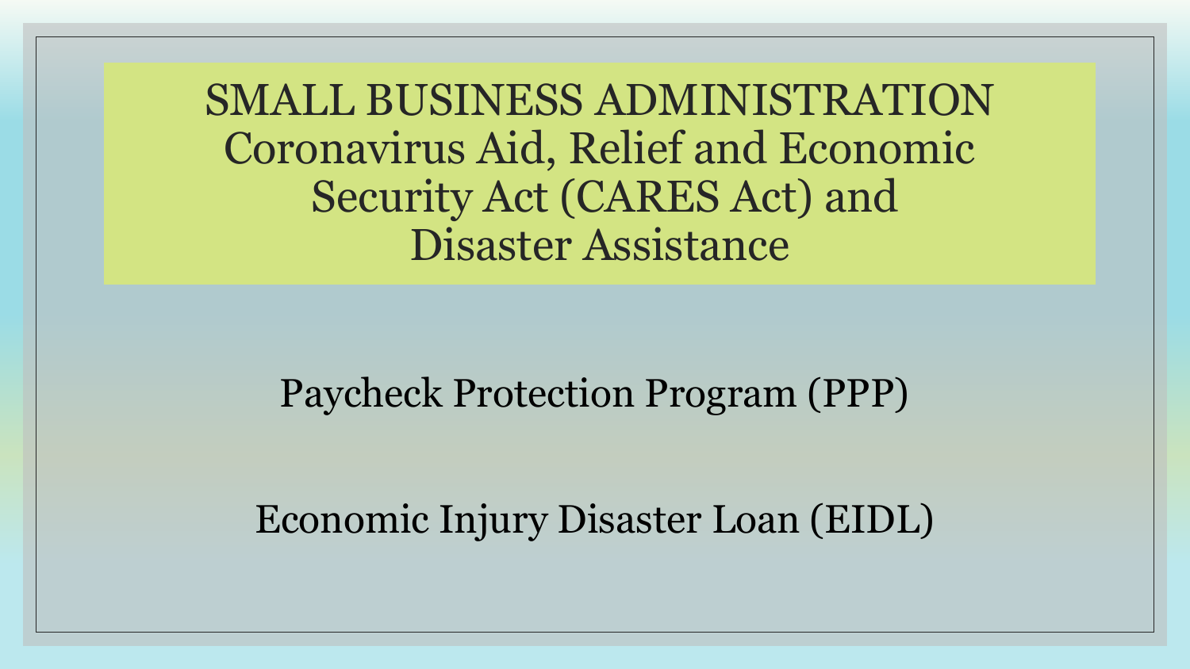# SMALL BUSINESS ADMINISTRATION
## Coronavirus Aid, Relief and Economic Security Act (CARES Act) and Disaster Assistance

Paycheck Protection Program (PPP)

Economic Injury Disaster Loan (EIDL)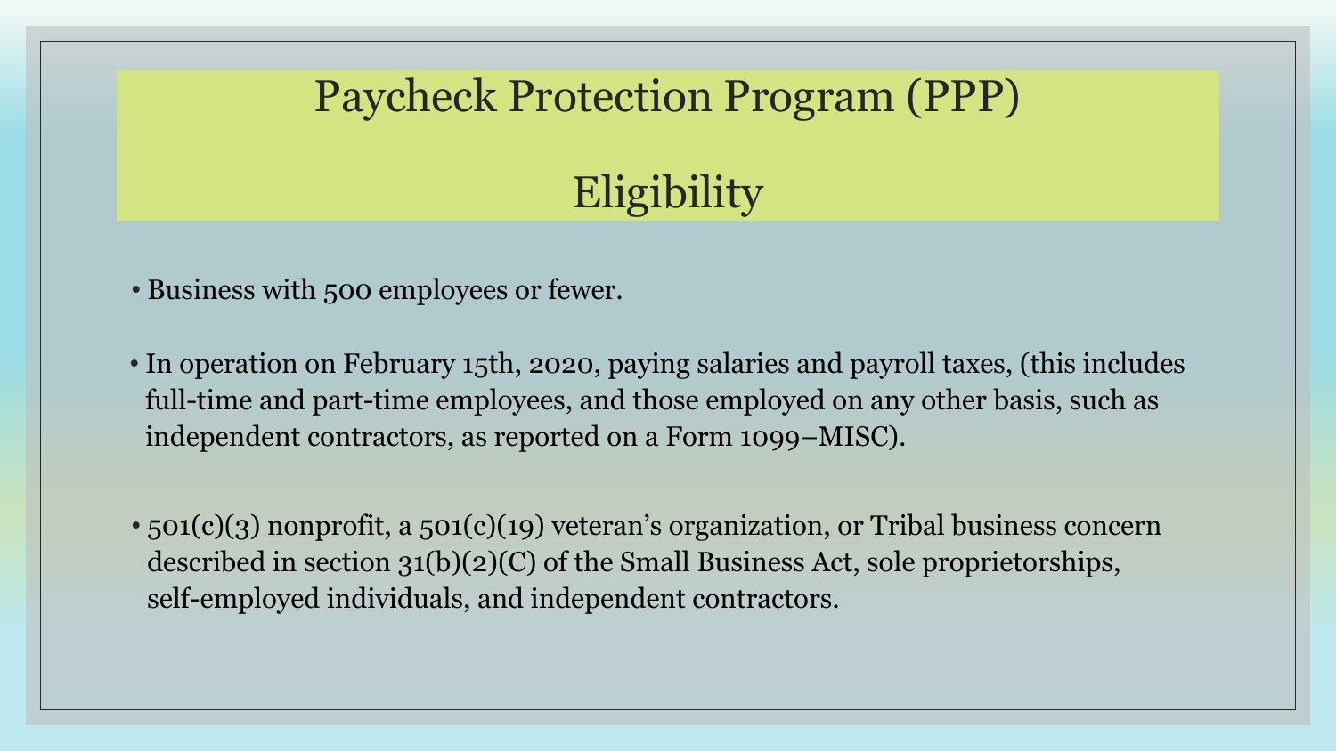# Paycheck Protection Program (PPP)

# Eligibility

- Business with 500 employees or fewer.
- In operation on February 15th, 2020, paying salaries and payroll taxes, (this includes full-time and part-time employees, and those employed on any other basis, such as independent contractors, as reported on a Form 1099–MISC).
- 501(c)(3) nonprofit, a 501(c)(19) veteran's organization, or Tribal business concern described in section 31(b)(2)(C) of the Small Business Act, sole proprietorships, self-employed individuals, and independent contractors.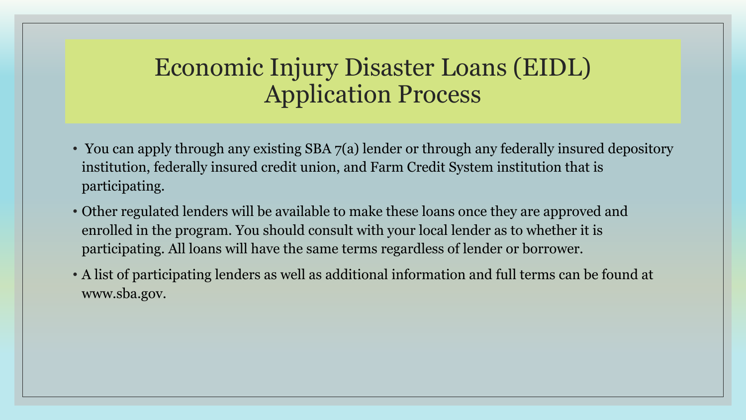# Economic Injury Disaster Loans (EIDL) Application Process

- You can apply through any existing SBA 7(a) lender or through any federally insured depository institution, federally insured credit union, and Farm Credit System institution that is participating.
- Other regulated lenders will be available to make these loans once they are approved and enrolled in the program. You should consult with your local lender as to whether it is participating. All loans will have the same terms regardless of lender or borrower.
- A list of participating lenders as well as additional information and full terms can be found at www.sba.gov.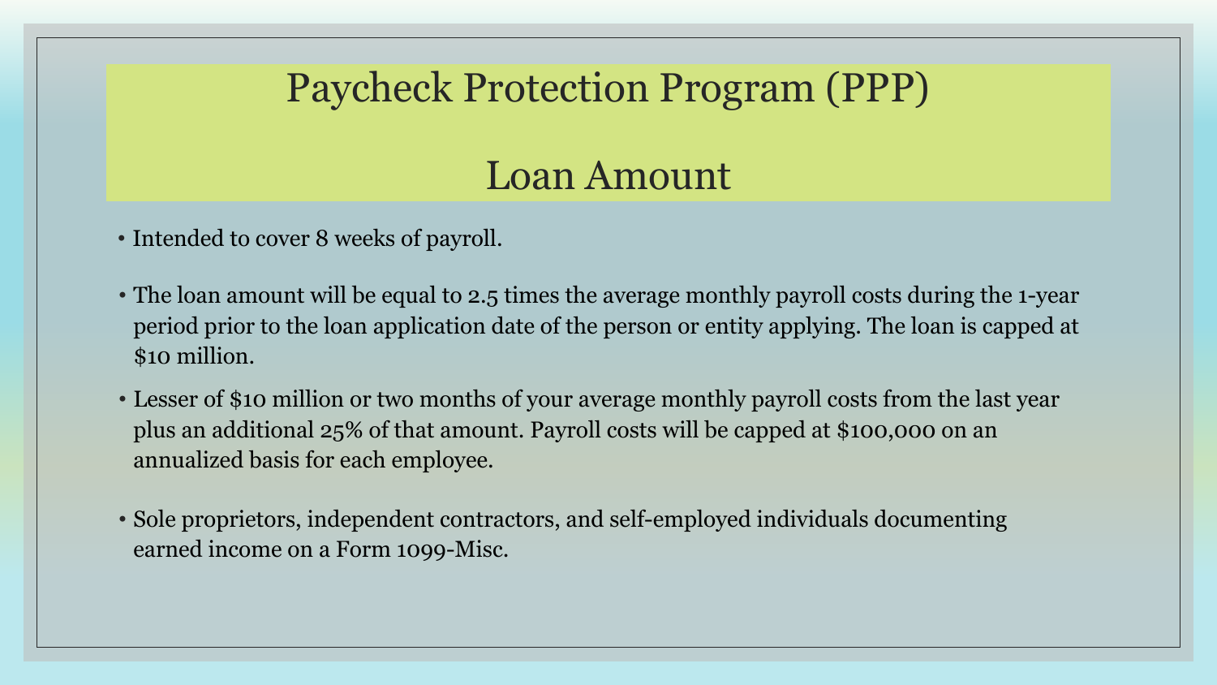# Paycheck Protection Program (PPP)

## Loan Amount

- Intended to cover 8 weeks of payroll.
- The loan amount will be equal to 2.5 times the average monthly payroll costs during the 1-year period prior to the loan application date of the person or entity applying. The loan is capped at $10 million.
- Lesser of $10 million or two months of your average monthly payroll costs from the last year plus an additional 25% of that amount. Payroll costs will be capped at $100,000 on an annualized basis for each employee.
- Sole proprietors, independent contractors, and self-employed individuals documenting earned income on a Form 1099-Misc.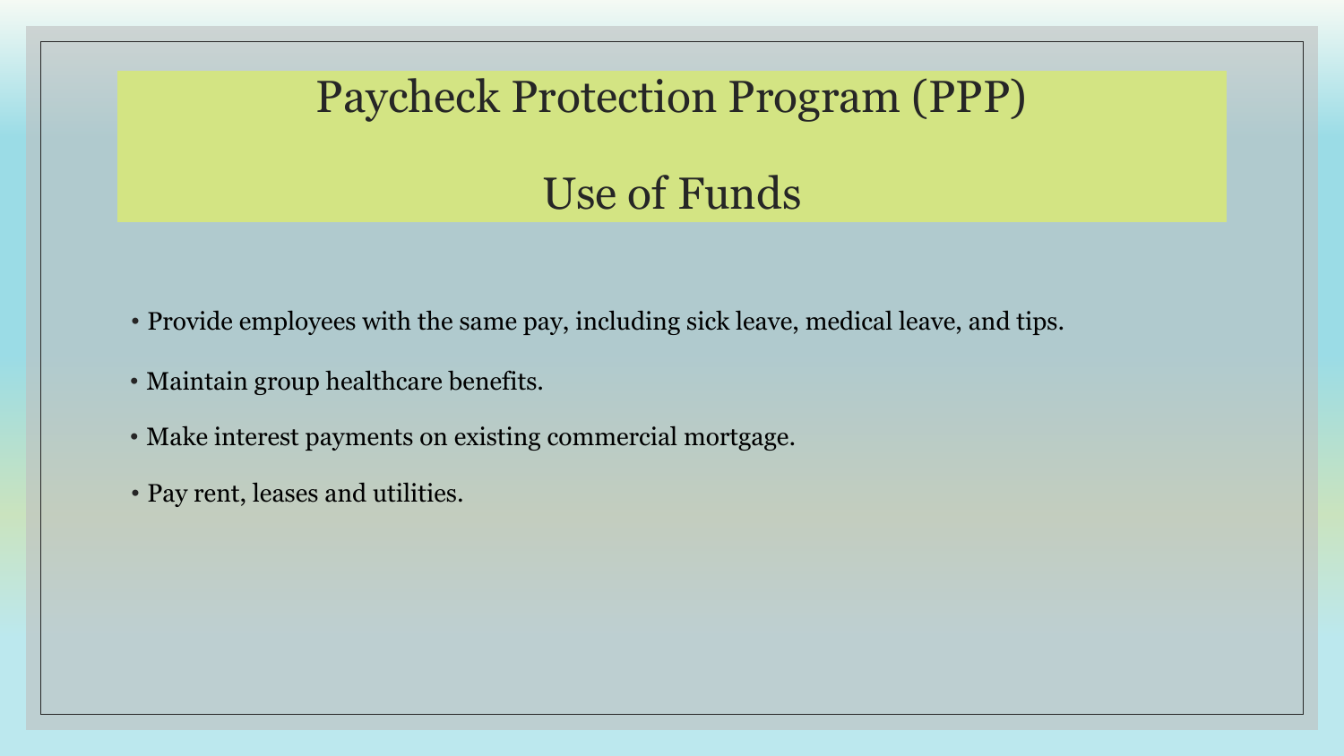# Paycheck Protection Program (PPP)

# Use of Funds

- Provide employees with the same pay, including sick leave, medical leave, and tips.
- Maintain group healthcare benefits.
- Make interest payments on existing commercial mortgage.
- Pay rent, leases and utilities.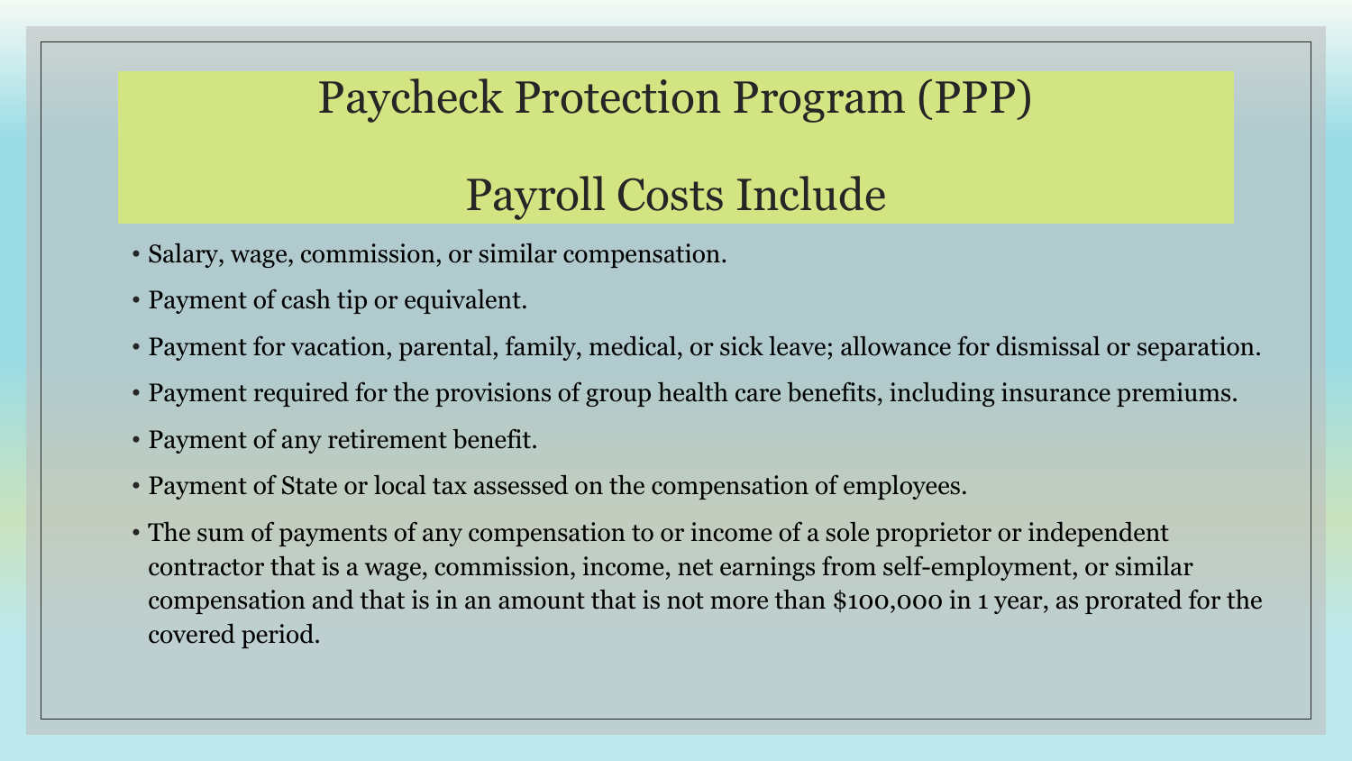# Paycheck Protection Program (PPP)

## Payroll Costs Include

- Salary, wage, commission, or similar compensation.
- Payment of cash tip or equivalent.
- Payment for vacation, parental, family, medical, or sick leave; allowance for dismissal or separation.
- Payment required for the provisions of group health care benefits, including insurance premiums.
- Payment of any retirement benefit.
- Payment of State or local tax assessed on the compensation of employees.
- The sum of payments of any compensation to or income of a sole proprietor or independent contractor that is a wage, commission, income, net earnings from self-employment, or similar compensation and that is in an amount that is not more than $100,000 in 1 year, as prorated for the covered period.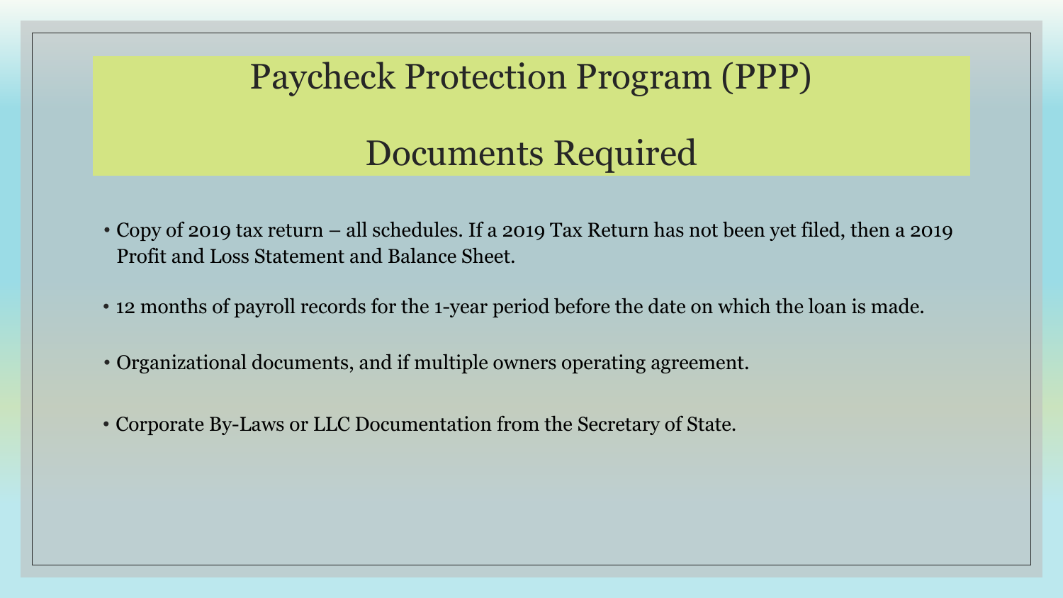# Paycheck Protection Program (PPP)

# Documents Required

- Copy of 2019 tax return – all schedules. If a 2019 Tax Return has not been yet filed, then a 2019 Profit and Loss Statement and Balance Sheet.
- 12 months of payroll records for the 1-year period before the date on which the loan is made.
- Organizational documents, and if multiple owners operating agreement.
- Corporate By-Laws or LLC Documentation from the Secretary of State.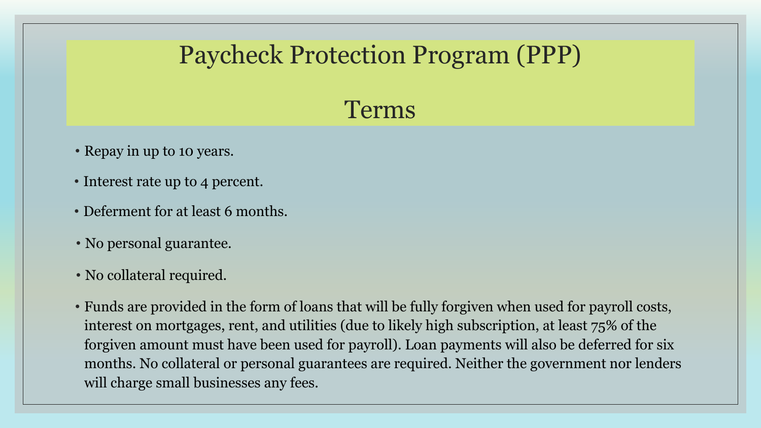# Paycheck Protection Program (PPP)

## Terms

- Repay in up to 10 years.
- Interest rate up to 4 percent.
- Deferment for at least 6 months.
- No personal guarantee.
- No collateral required.
- Funds are provided in the form of loans that will be fully forgiven when used for payroll costs, interest on mortgages, rent, and utilities (due to likely high subscription, at least 75% of the forgiven amount must have been used for payroll). Loan payments will also be deferred for six months. No collateral or personal guarantees are required. Neither the government nor lenders will charge small businesses any fees.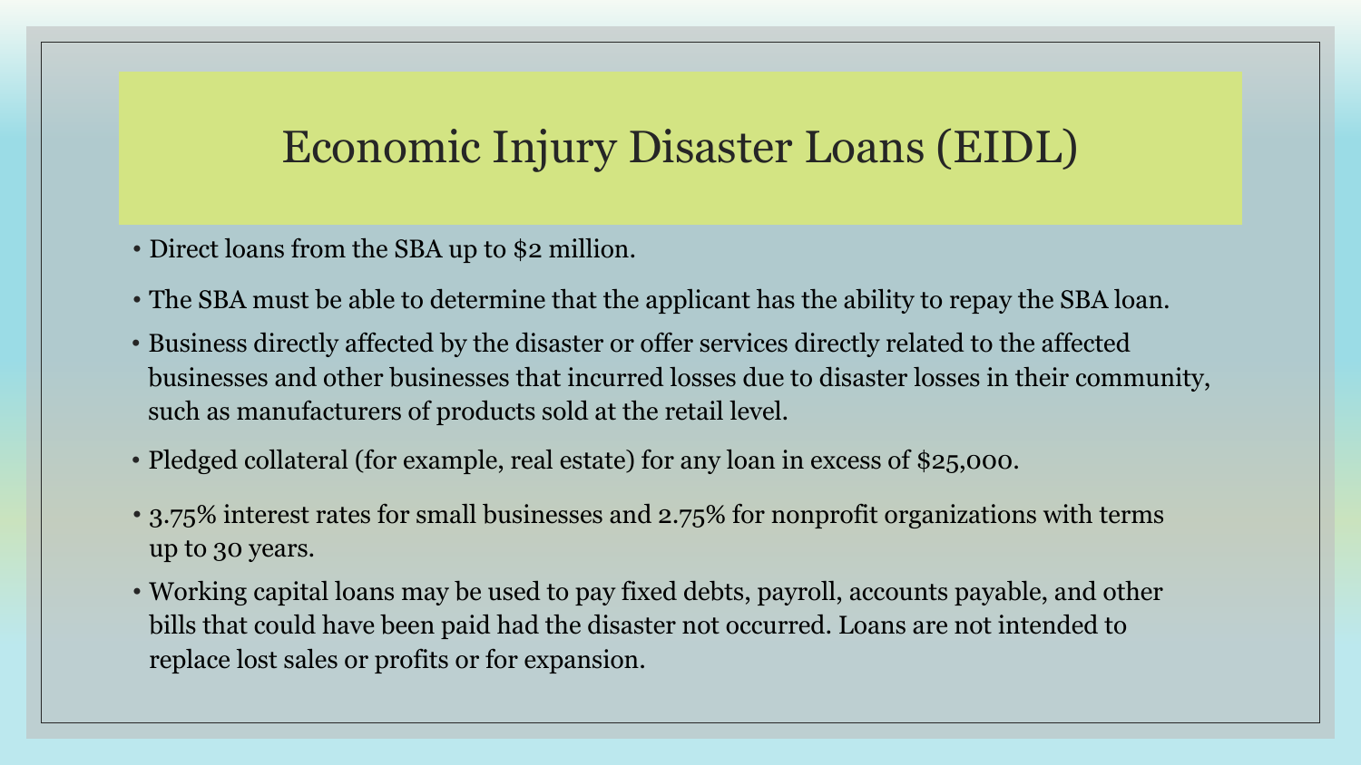# Economic Injury Disaster Loans (EIDL)

- Direct loans from the SBA up to $2 million.
- The SBA must be able to determine that the applicant has the ability to repay the SBA loan.
- Business directly affected by the disaster or offer services directly related to the affected businesses and other businesses that incurred losses due to disaster losses in their community, such as manufacturers of products sold at the retail level.
- Pledged collateral (for example, real estate) for any loan in excess of $25,000.
- 3.75% interest rates for small businesses and 2.75% for nonprofit organizations with terms up to 30 years.
- Working capital loans may be used to pay fixed debts, payroll, accounts payable, and other bills that could have been paid had the disaster not occurred. Loans are not intended to replace lost sales or profits or for expansion.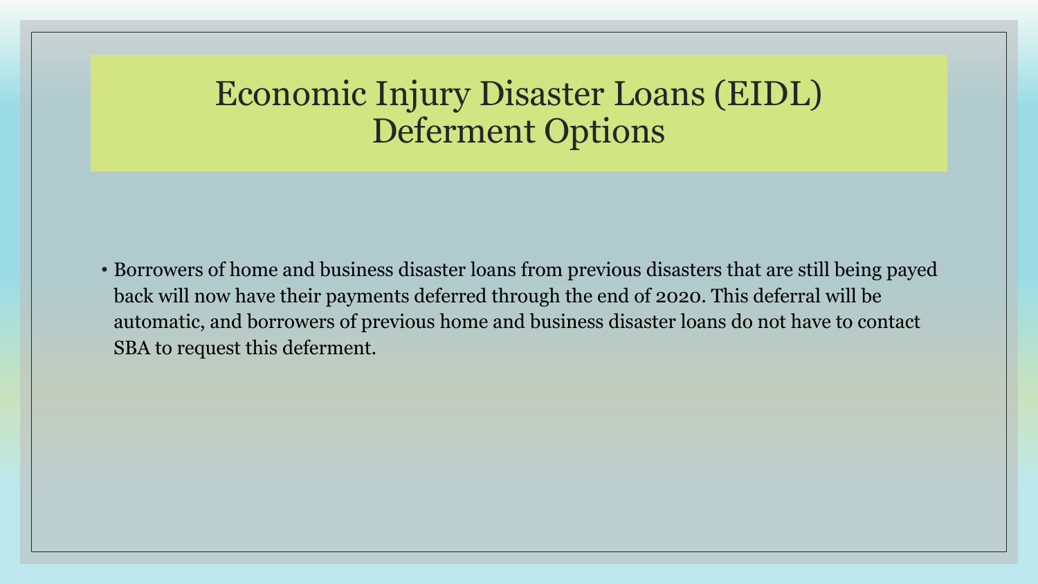# Economic Injury Disaster Loans (EIDL) Deferment Options

- Borrowers of home and business disaster loans from previous disasters that are still being payed back will now have their payments deferred through the end of 2020. This deferral will be automatic, and borrowers of previous home and business disaster loans do not have to contact SBA to request this deferment.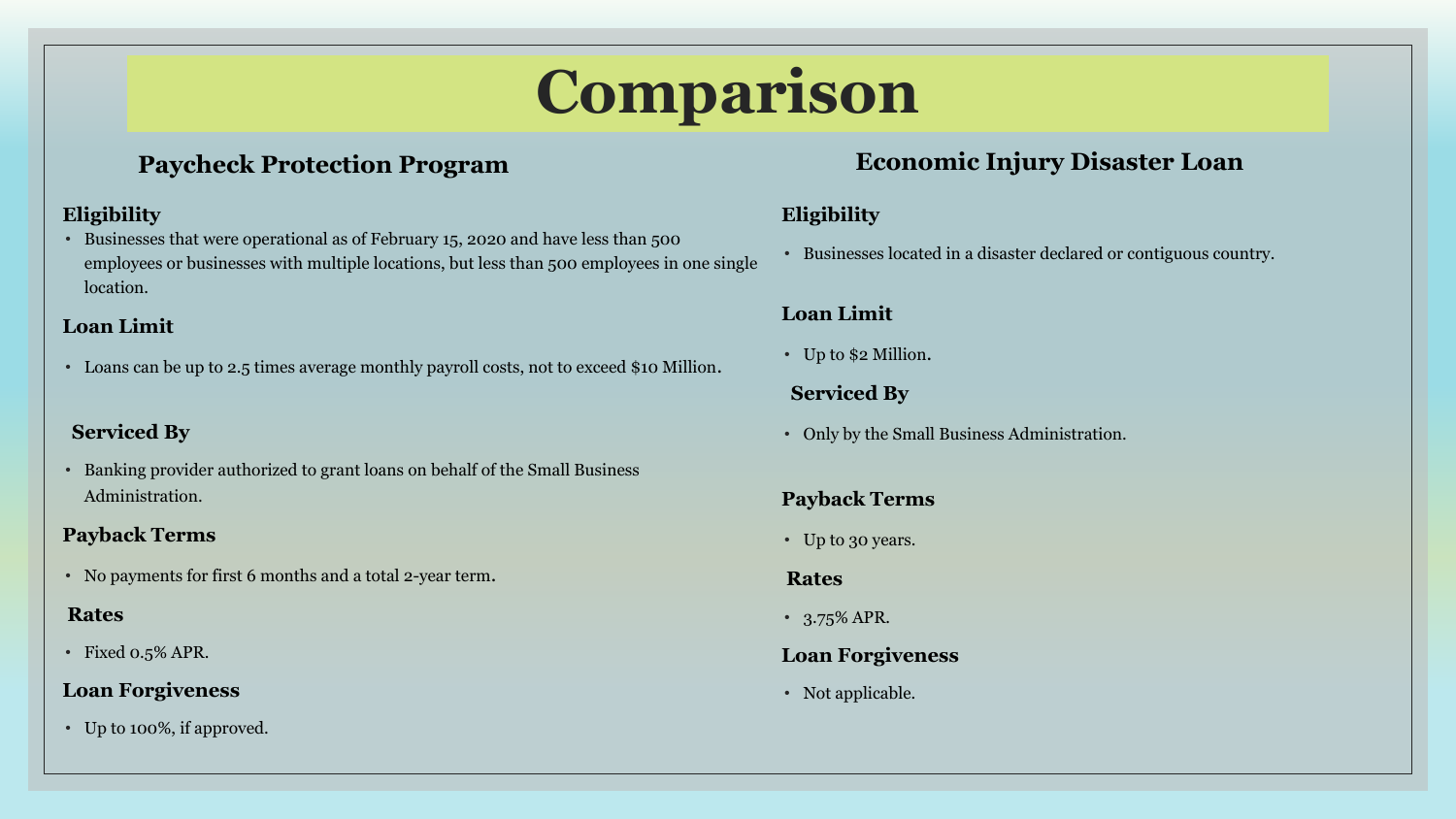# Comparison

## Paycheck Protection Program

### Eligibility

- Businesses that were operational as of February 15, 2020 and have less than 500 employees or businesses with multiple locations, but less than 500 employees in one single location.

### Loan Limit

- Loans can be up to 2.5 times average monthly payroll costs, not to exceed $10 Million.

### Serviced By

- Banking provider authorized to grant loans on behalf of the Small Business Administration.

### Payback Terms

- No payments for first 6 months and a total 2-year term.

### Rates

- Fixed 0.5% APR.

### Loan Forgiveness

- Up to 100%, if approved.

## Economic Injury Disaster Loan

### Eligibility

- Businesses located in a disaster declared or contiguous country.

### Loan Limit

- Up to $2 Million.

### Serviced By

- Only by the Small Business Administration.

### Payback Terms

- Up to 30 years.

### Rates

- 3.75% APR.

### Loan Forgiveness

- Not applicable.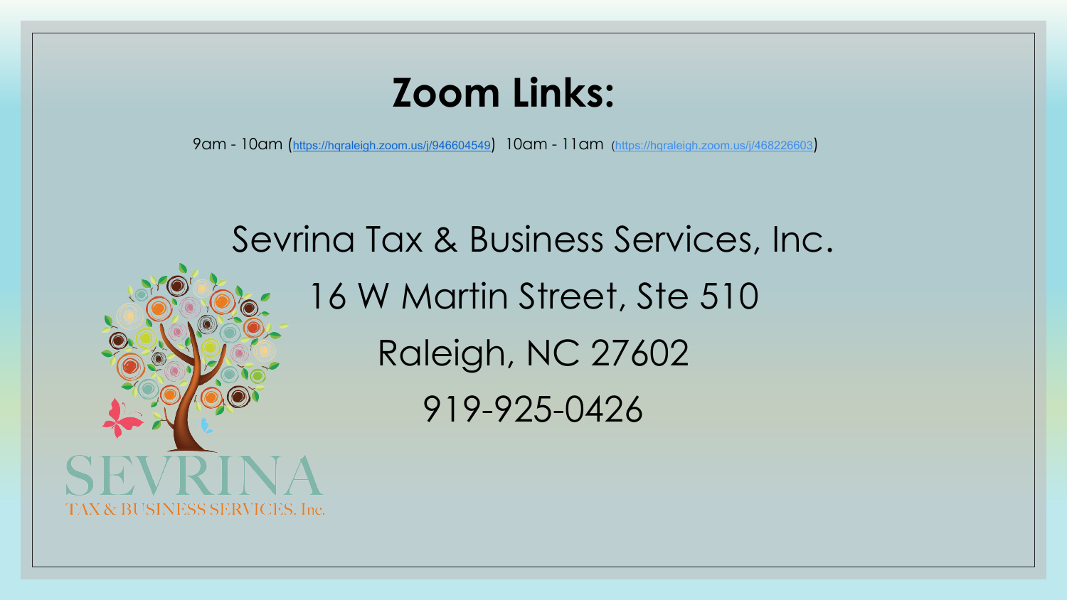# Zoom Links:

9am - 10am (https://hqraleigh.zoom.us/j/946604549) 10am - 11am (https://hqraleigh.zoom.us/j/468226603)

Sevrina Tax & Business Services, Inc.

16 W Martin Street, Ste 510

Raleigh, NC 27602

919-925-0426

SEVRINA

TAX & BUSINESS SERVICES, Inc.